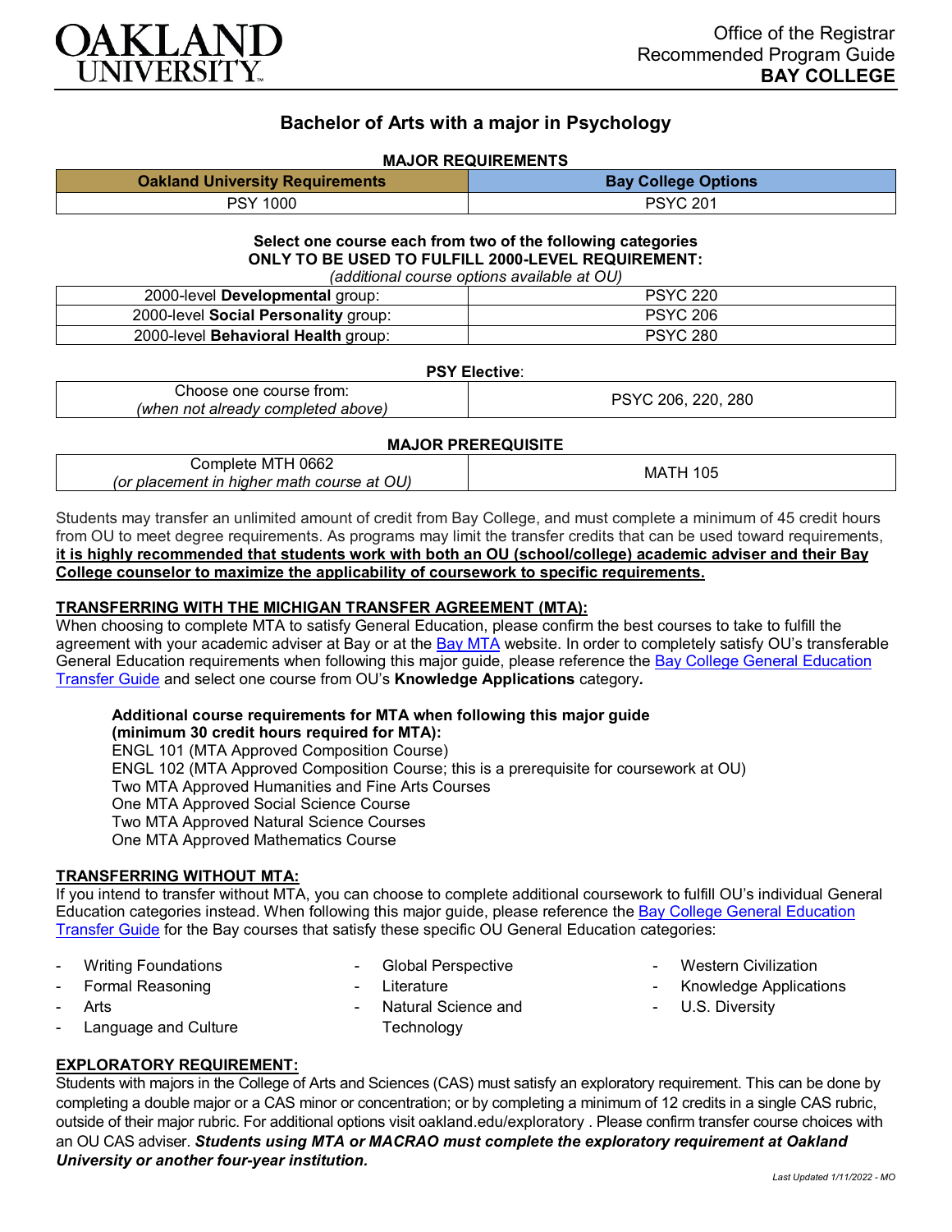Office of the Registrar
Recommended Program Guide
**BAY COLLEGE**

# Bachelor of Arts with a major in Psychology

## MAJOR REQUIREMENTS

| Oakland University Requirements | Bay College Options |
|---|---|
| PSY 1000 | PSYC 201 |

**Select one course each from two of the following categories**
**ONLY TO BE USED TO FULFILL 2000-LEVEL REQUIREMENT:**
*(additional course options available at OU)*

| | |
|---|---|
| 2000-level **Developmental** group: | PSYC 220 |
| 2000-level **Social Personality** group: | PSYC 206 |
| 2000-level **Behavioral Health** group: | PSYC 280 |

**PSY Elective**:

| | |
|---|---|
| Choose one course from: *(when not already completed above)* | PSYC 206, 220, 280 |

**MAJOR PREREQUISITE**

| | |
|---|---|
| Complete MTH 0662 *(or placement in higher math course at OU)* | MATH 105 |

Students may transfer an unlimited amount of credit from Bay College, and must complete a minimum of 45 credit hours from OU to meet degree requirements. As programs may limit the transfer credits that can be used toward requirements, **it is highly recommended that students work with both an OU (school/college) academic adviser and their Bay College counselor to maximize the applicability of coursework to specific requirements.**

### TRANSFERRING WITH THE MICHIGAN TRANSFER AGREEMENT (MTA):

When choosing to complete MTA to satisfy General Education, please confirm the best courses to take to fulfill the agreement with your academic adviser at Bay or at the Bay MTA website. In order to completely satisfy OU's transferable General Education requirements when following this major guide, please reference the Bay College General Education Transfer Guide and select one course from OU's **Knowledge Applications** category**.**

**Additional course requirements for MTA when following this major guide (minimum 30 credit hours required for MTA):**
ENGL 101 (MTA Approved Composition Course)
ENGL 102 (MTA Approved Composition Course; this is a prerequisite for coursework at OU)
Two MTA Approved Humanities and Fine Arts Courses
One MTA Approved Social Science Course
Two MTA Approved Natural Science Courses
One MTA Approved Mathematics Course

### TRANSFERRING WITHOUT MTA:

If you intend to transfer without MTA, you can choose to complete additional coursework to fulfill OU's individual General Education categories instead. When following this major guide, please reference the Bay College General Education Transfer Guide for the Bay courses that satisfy these specific OU General Education categories:

- Writing Foundations
- Formal Reasoning
- Arts
- Language and Culture
- Global Perspective
- Literature
- Natural Science and Technology
- Western Civilization
- Knowledge Applications
- U.S. Diversity

### EXPLORATORY REQUIREMENT:

Students with majors in the College of Arts and Sciences (CAS) must satisfy an exploratory requirement. This can be done by completing a double major or a CAS minor or concentration; or by completing a minimum of 12 credits in a single CAS rubric, outside of their major rubric. For additional options visit oakland.edu/exploratory . Please confirm transfer course choices with an OU CAS adviser. ***Students using MTA or MACRAO must complete the exploratory requirement at Oakland University or another four-year institution.***

*Last Updated 1/11/2022 - MO*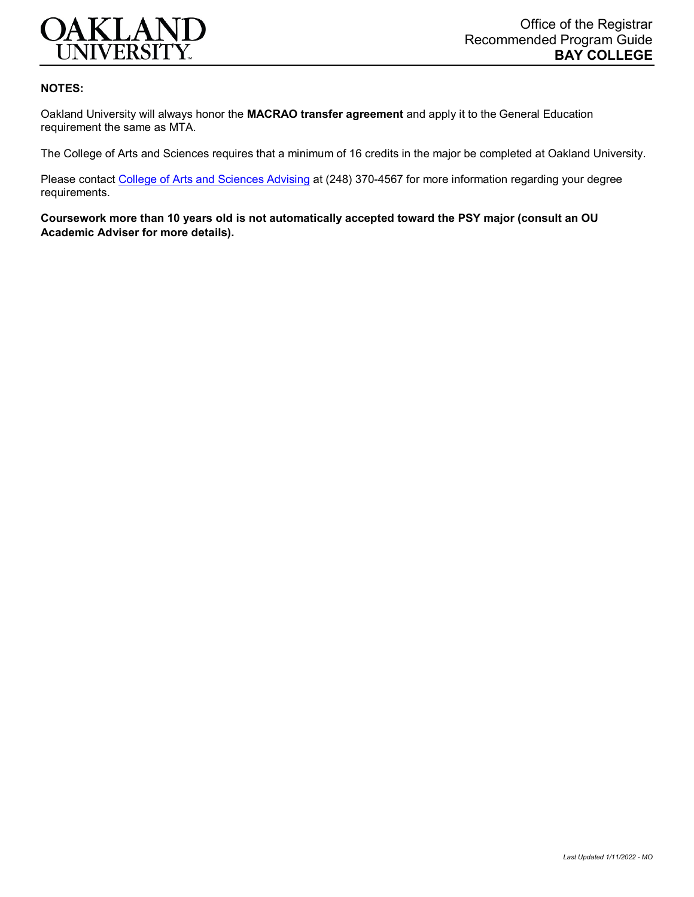**NOTES:**

Oakland University will always honor the **MACRAO transfer agreement** and apply it to the General Education requirement the same as MTA.

The College of Arts and Sciences requires that a minimum of 16 credits in the major be completed at Oakland University.

Please contact College of Arts and Sciences Advising at (248) 370-4567 for more information regarding your degree requirements.

**Coursework more than 10 years old is not automatically accepted toward the PSY major (consult an OU Academic Adviser for more details).**

*Last Updated 1/11/2022 - MO*